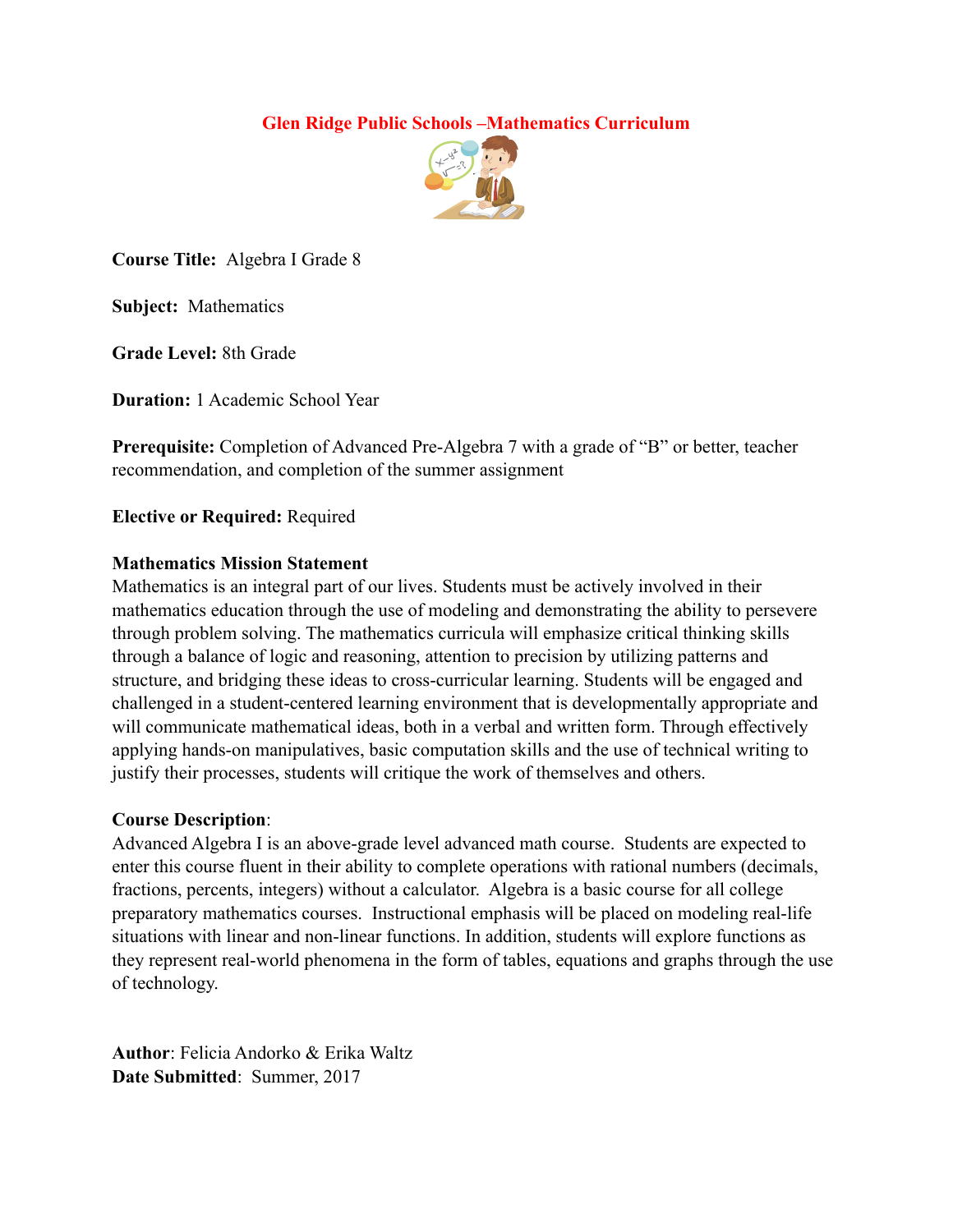# Glen Ridge Public Schools –Mathematics Curriculum

**Course Title:** Algebra I Grade 8

**Subject:** Mathematics

**Grade Level:** 8th Grade

**Duration:** 1 Academic School Year

**Prerequisite:** Completion of Advanced Pre-Algebra 7 with a grade of "B" or better, teacher recommendation, and completion of the summer assignment

**Elective or Required:** Required

**Mathematics Mission Statement**

Mathematics is an integral part of our lives. Students must be actively involved in their mathematics education through the use of modeling and demonstrating the ability to persevere through problem solving. The mathematics curricula will emphasize critical thinking skills through a balance of logic and reasoning, attention to precision by utilizing patterns and structure, and bridging these ideas to cross-curricular learning. Students will be engaged and challenged in a student-centered learning environment that is developmentally appropriate and will communicate mathematical ideas, both in a verbal and written form. Through effectively applying hands-on manipulatives, basic computation skills and the use of technical writing to justify their processes, students will critique the work of themselves and others.

**Course Description**:

Advanced Algebra I is an above-grade level advanced math course. Students are expected to enter this course fluent in their ability to complete operations with rational numbers (decimals, fractions, percents, integers) without a calculator. Algebra is a basic course for all college preparatory mathematics courses. Instructional emphasis will be placed on modeling real-life situations with linear and non-linear functions. In addition, students will explore functions as they represent real-world phenomena in the form of tables, equations and graphs through the use of technology.

**Author**: Felicia Andorko & Erika Waltz
**Date Submitted**: Summer, 2017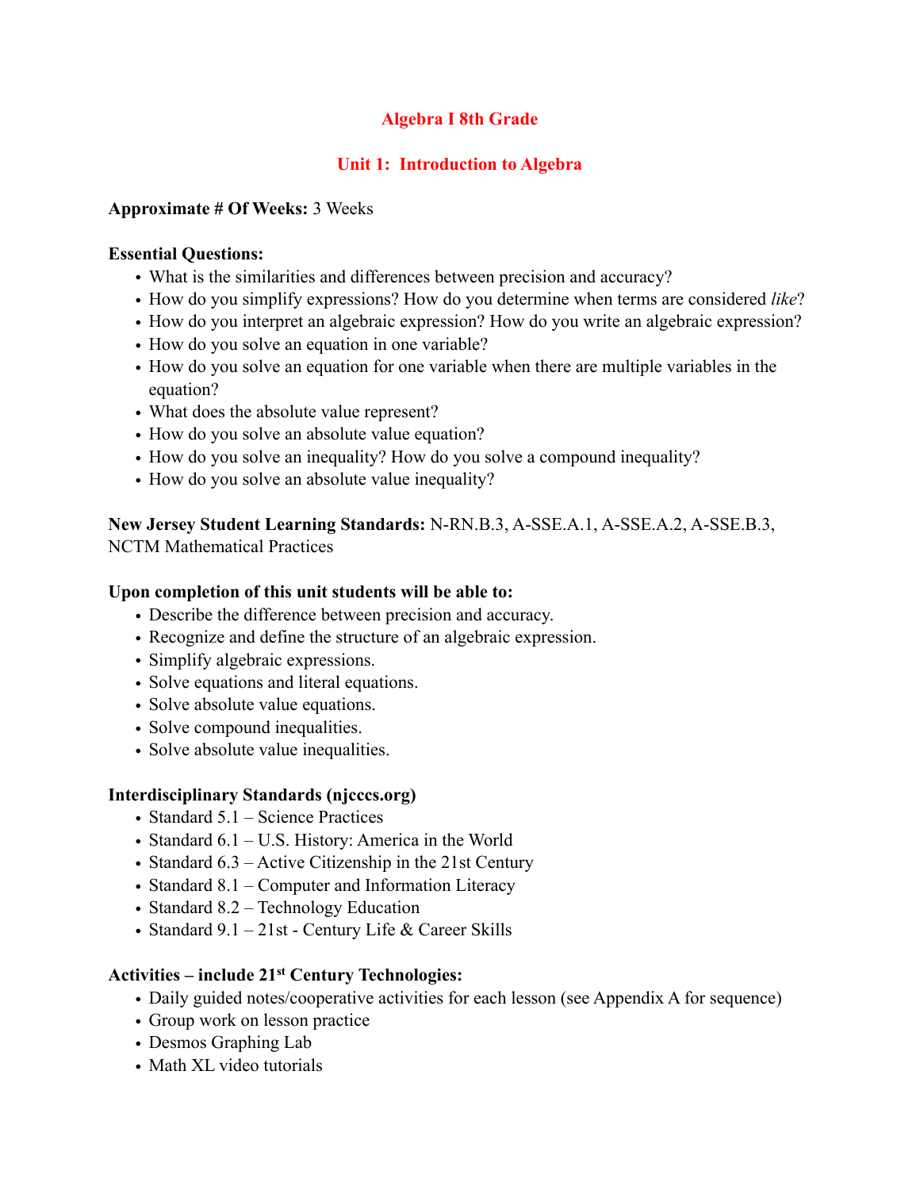# Algebra I 8th Grade

## Unit 1: Introduction to Algebra

**Approximate # Of Weeks:** 3 Weeks

**Essential Questions:**

- What is the similarities and differences between precision and accuracy?
- How do you simplify expressions? How do you determine when terms are considered *like*?
- How do you interpret an algebraic expression? How do you write an algebraic expression?
- How do you solve an equation in one variable?
- How do you solve an equation for one variable when there are multiple variables in the equation?
- What does the absolute value represent?
- How do you solve an absolute value equation?
- How do you solve an inequality? How do you solve a compound inequality?
- How do you solve an absolute value inequality?

**New Jersey Student Learning Standards:** N-RN.B.3, A-SSE.A.1, A-SSE.A.2, A-SSE.B.3, NCTM Mathematical Practices

**Upon completion of this unit students will be able to:**

- Describe the difference between precision and accuracy.
- Recognize and define the structure of an algebraic expression.
- Simplify algebraic expressions.
- Solve equations and literal equations.
- Solve absolute value equations.
- Solve compound inequalities.
- Solve absolute value inequalities.

**Interdisciplinary Standards (njcccs.org)**

- Standard 5.1 – Science Practices
- Standard 6.1 – U.S. History: America in the World
- Standard 6.3 – Active Citizenship in the 21st Century
- Standard 8.1 – Computer and Information Literacy
- Standard 8.2 – Technology Education
- Standard 9.1 – 21st - Century Life & Career Skills

**Activities – include 21st Century Technologies:**

- Daily guided notes/cooperative activities for each lesson (see Appendix A for sequence)
- Group work on lesson practice
- Desmos Graphing Lab
- Math XL video tutorials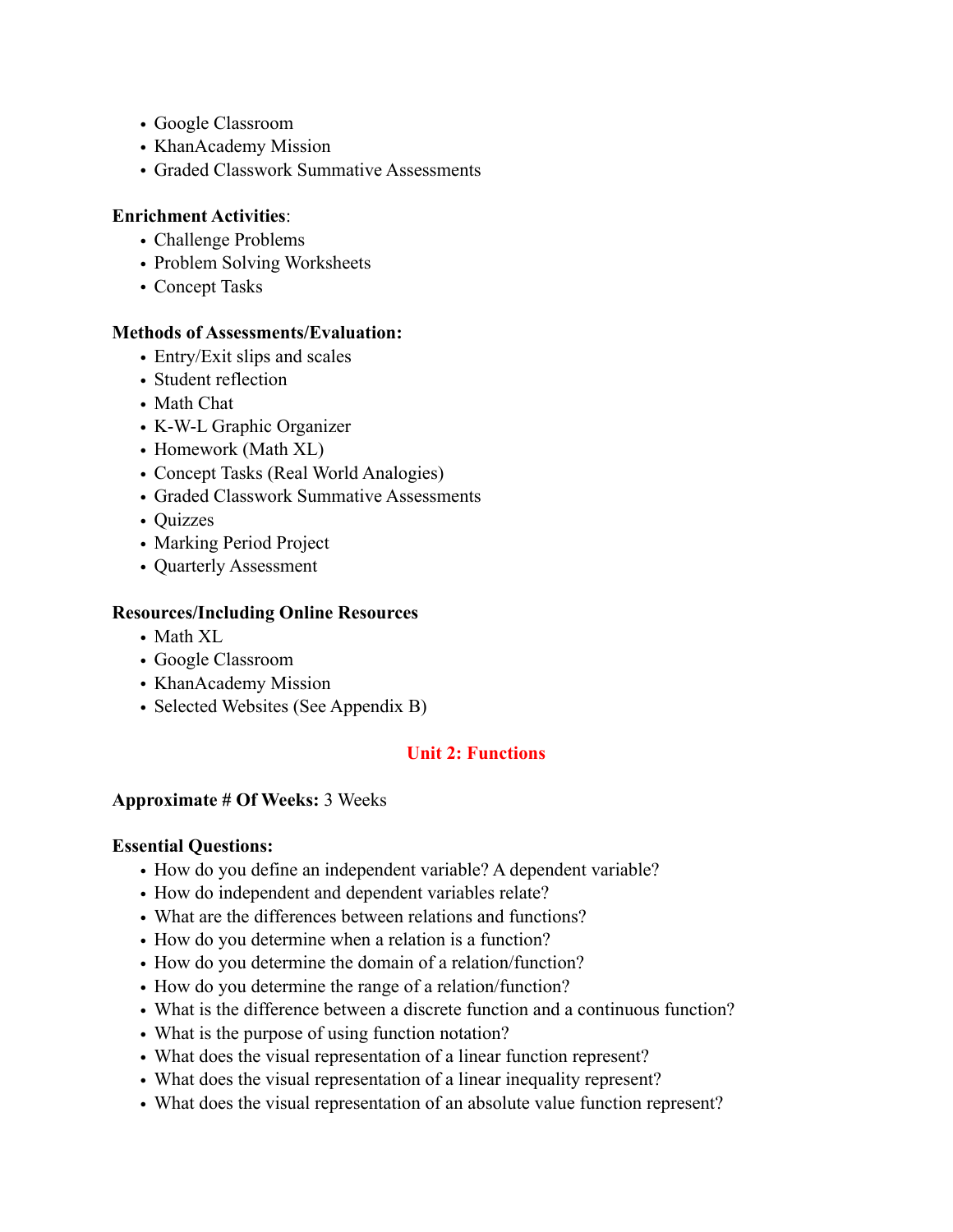- Google Classroom
- KhanAcademy Mission
- Graded Classwork Summative Assessments

**Enrichment Activities**:

- Challenge Problems
- Problem Solving Worksheets
- Concept Tasks

**Methods of Assessments/Evaluation:**

- Entry/Exit slips and scales
- Student reflection
- Math Chat
- K-W-L Graphic Organizer
- Homework (Math XL)
- Concept Tasks (Real World Analogies)
- Graded Classwork Summative Assessments
- Quizzes
- Marking Period Project
- Quarterly Assessment

**Resources/Including Online Resources**

- Math XL
- Google Classroom
- KhanAcademy Mission
- Selected Websites (See Appendix B)

## Unit 2: Functions

**Approximate # Of Weeks:** 3 Weeks

**Essential Questions:**

- How do you define an independent variable? A dependent variable?
- How do independent and dependent variables relate?
- What are the differences between relations and functions?
- How do you determine when a relation is a function?
- How do you determine the domain of a relation/function?
- How do you determine the range of a relation/function?
- What is the difference between a discrete function and a continuous function?
- What is the purpose of using function notation?
- What does the visual representation of a linear function represent?
- What does the visual representation of a linear inequality represent?
- What does the visual representation of an absolute value function represent?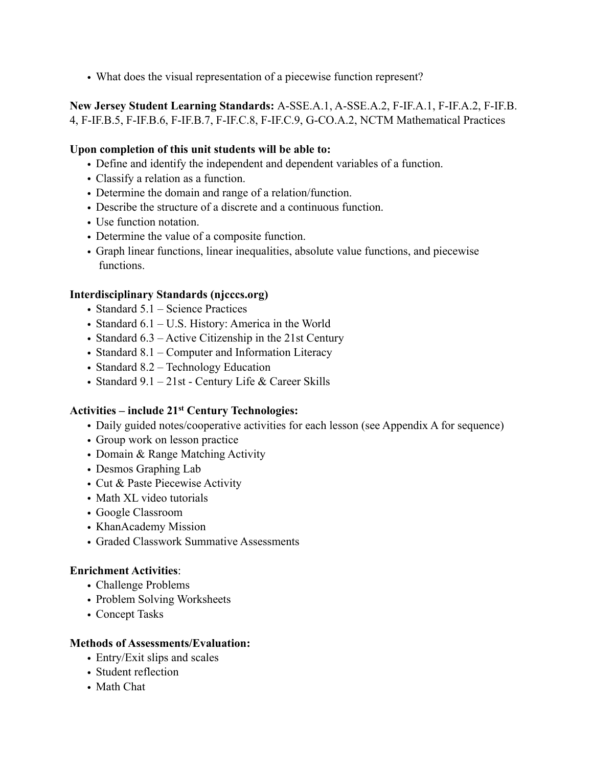- What does the visual representation of a piecewise function represent?

**New Jersey Student Learning Standards:** A-SSE.A.1, A-SSE.A.2, F-IF.A.1, F-IF.A.2, F-IF.B.4, F-IF.B.5, F-IF.B.6, F-IF.B.7, F-IF.C.8, F-IF.C.9, G-CO.A.2, NCTM Mathematical Practices

**Upon completion of this unit students will be able to:**

- Define and identify the independent and dependent variables of a function.
- Classify a relation as a function.
- Determine the domain and range of a relation/function.
- Describe the structure of a discrete and a continuous function.
- Use function notation.
- Determine the value of a composite function.
- Graph linear functions, linear inequalities, absolute value functions, and piecewise functions.

**Interdisciplinary Standards (njcccs.org)**

- Standard 5.1 – Science Practices
- Standard 6.1 – U.S. History: America in the World
- Standard 6.3 – Active Citizenship in the 21st Century
- Standard 8.1 – Computer and Information Literacy
- Standard 8.2 – Technology Education
- Standard 9.1 – 21st - Century Life & Career Skills

**Activities – include 21st Century Technologies:**

- Daily guided notes/cooperative activities for each lesson (see Appendix A for sequence)
- Group work on lesson practice
- Domain & Range Matching Activity
- Desmos Graphing Lab
- Cut & Paste Piecewise Activity
- Math XL video tutorials
- Google Classroom
- KhanAcademy Mission
- Graded Classwork Summative Assessments

**Enrichment Activities**:

- Challenge Problems
- Problem Solving Worksheets
- Concept Tasks

**Methods of Assessments/Evaluation:**

- Entry/Exit slips and scales
- Student reflection
- Math Chat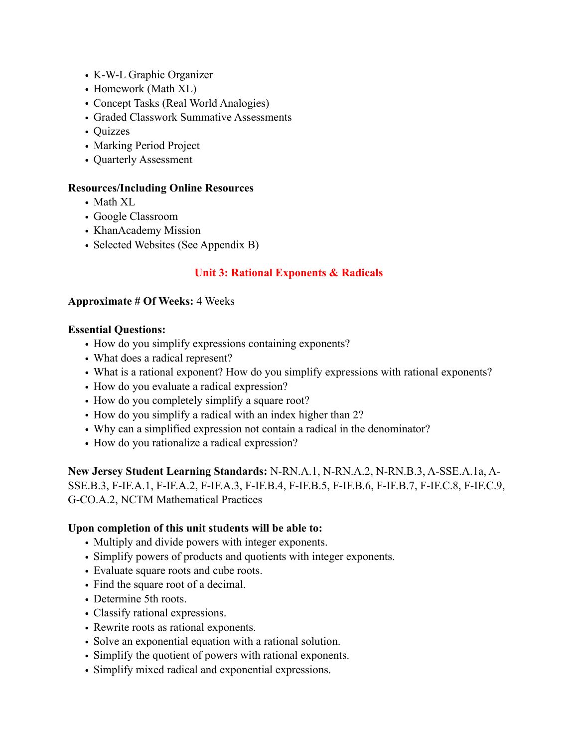- K-W-L Graphic Organizer
- Homework (Math XL)
- Concept Tasks (Real World Analogies)
- Graded Classwork Summative Assessments
- Quizzes
- Marking Period Project
- Quarterly Assessment

**Resources/Including Online Resources**

- Math XL
- Google Classroom
- KhanAcademy Mission
- Selected Websites (See Appendix B)

## Unit 3: Rational Exponents & Radicals

**Approximate # Of Weeks:** 4 Weeks

**Essential Questions:**

- How do you simplify expressions containing exponents?
- What does a radical represent?
- What is a rational exponent? How do you simplify expressions with rational exponents?
- How do you evaluate a radical expression?
- How do you completely simplify a square root?
- How do you simplify a radical with an index higher than 2?
- Why can a simplified expression not contain a radical in the denominator?
- How do you rationalize a radical expression?

**New Jersey Student Learning Standards:** N-RN.A.1, N-RN.A.2, N-RN.B.3, A-SSE.A.1a, A-SSE.B.3, F-IF.A.1, F-IF.A.2, F-IF.A.3, F-IF.B.4, F-IF.B.5, F-IF.B.6, F-IF.B.7, F-IF.C.8, F-IF.C.9, G-CO.A.2, NCTM Mathematical Practices

**Upon completion of this unit students will be able to:**

- Multiply and divide powers with integer exponents.
- Simplify powers of products and quotients with integer exponents.
- Evaluate square roots and cube roots.
- Find the square root of a decimal.
- Determine 5th roots.
- Classify rational expressions.
- Rewrite roots as rational exponents.
- Solve an exponential equation with a rational solution.
- Simplify the quotient of powers with rational exponents.
- Simplify mixed radical and exponential expressions.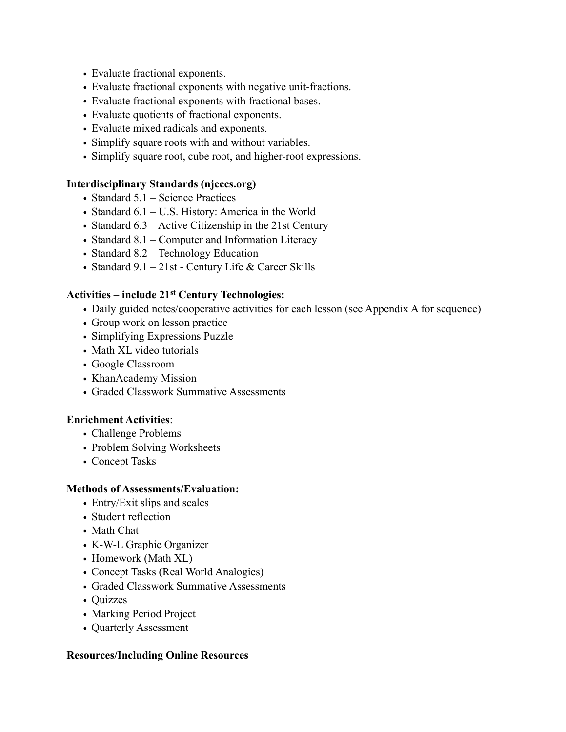- Evaluate fractional exponents.
- Evaluate fractional exponents with negative unit-fractions.
- Evaluate fractional exponents with fractional bases.
- Evaluate quotients of fractional exponents.
- Evaluate mixed radicals and exponents.
- Simplify square roots with and without variables.
- Simplify square root, cube root, and higher-root expressions.

**Interdisciplinary Standards (njcccs.org)**

- Standard 5.1 – Science Practices
- Standard 6.1 – U.S. History: America in the World
- Standard 6.3 – Active Citizenship in the 21st Century
- Standard 8.1 – Computer and Information Literacy
- Standard 8.2 – Technology Education
- Standard 9.1 – 21st - Century Life & Career Skills

**Activities – include 21st Century Technologies:**

- Daily guided notes/cooperative activities for each lesson (see Appendix A for sequence)
- Group work on lesson practice
- Simplifying Expressions Puzzle
- Math XL video tutorials
- Google Classroom
- KhanAcademy Mission
- Graded Classwork Summative Assessments

**Enrichment Activities**:

- Challenge Problems
- Problem Solving Worksheets
- Concept Tasks

**Methods of Assessments/Evaluation:**

- Entry/Exit slips and scales
- Student reflection
- Math Chat
- K-W-L Graphic Organizer
- Homework (Math XL)
- Concept Tasks (Real World Analogies)
- Graded Classwork Summative Assessments
- Quizzes
- Marking Period Project
- Quarterly Assessment

**Resources/Including Online Resources**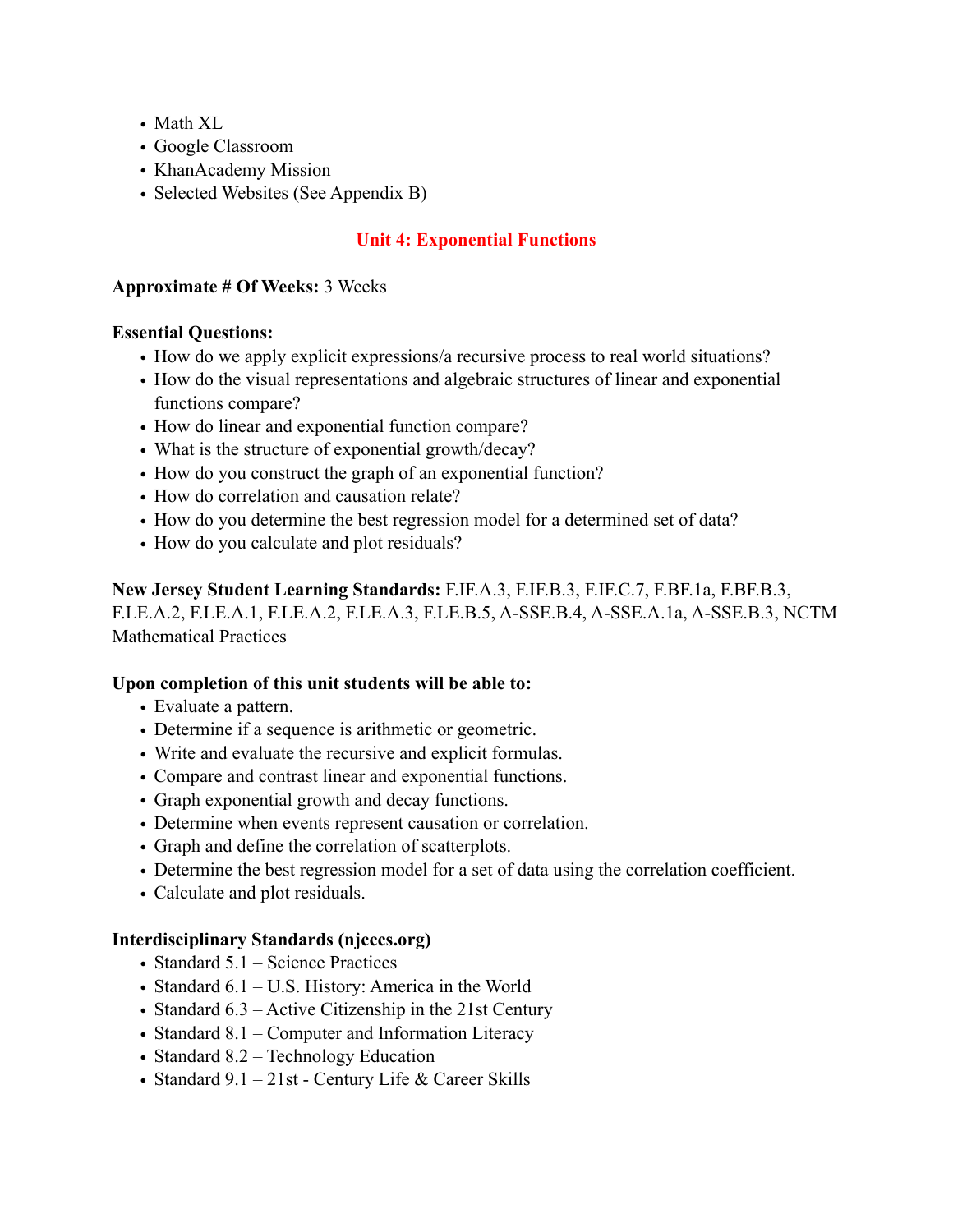- Math XL
- Google Classroom
- KhanAcademy Mission
- Selected Websites (See Appendix B)

## Unit 4: Exponential Functions

**Approximate # Of Weeks:** 3 Weeks

**Essential Questions:**

- How do we apply explicit expressions/a recursive process to real world situations?
- How do the visual representations and algebraic structures of linear and exponential functions compare?
- How do linear and exponential function compare?
- What is the structure of exponential growth/decay?
- How do you construct the graph of an exponential function?
- How do correlation and causation relate?
- How do you determine the best regression model for a determined set of data?
- How do you calculate and plot residuals?

**New Jersey Student Learning Standards:** F.IF.A.3, F.IF.B.3, F.IF.C.7, F.BF.1a, F.BF.B.3, F.LE.A.2, F.LE.A.1, F.LE.A.2, F.LE.A.3, F.LE.B.5, A-SSE.B.4, A-SSE.A.1a, A-SSE.B.3, NCTM Mathematical Practices

**Upon completion of this unit students will be able to:**

- Evaluate a pattern.
- Determine if a sequence is arithmetic or geometric.
- Write and evaluate the recursive and explicit formulas.
- Compare and contrast linear and exponential functions.
- Graph exponential growth and decay functions.
- Determine when events represent causation or correlation.
- Graph and define the correlation of scatterplots.
- Determine the best regression model for a set of data using the correlation coefficient.
- Calculate and plot residuals.

**Interdisciplinary Standards (njcccs.org)**

- Standard 5.1 – Science Practices
- Standard 6.1 – U.S. History: America in the World
- Standard 6.3 – Active Citizenship in the 21st Century
- Standard 8.1 – Computer and Information Literacy
- Standard 8.2 – Technology Education
- Standard 9.1 – 21st - Century Life & Career Skills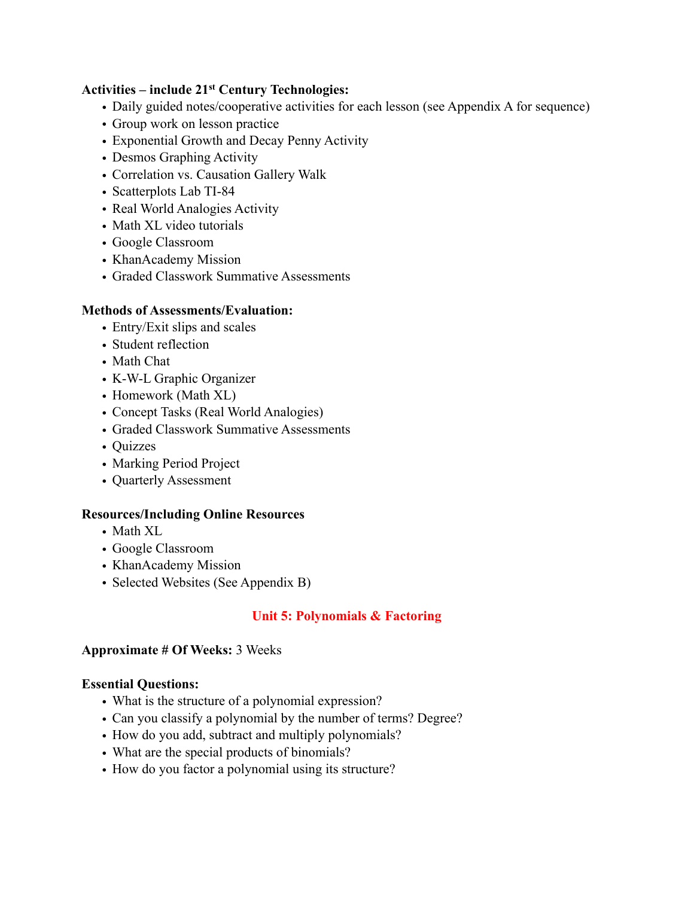**Activities – include 21st Century Technologies:**

- Daily guided notes/cooperative activities for each lesson (see Appendix A for sequence)
- Group work on lesson practice
- Exponential Growth and Decay Penny Activity
- Desmos Graphing Activity
- Correlation vs. Causation Gallery Walk
- Scatterplots Lab TI-84
- Real World Analogies Activity
- Math XL video tutorials
- Google Classroom
- KhanAcademy Mission
- Graded Classwork Summative Assessments

**Methods of Assessments/Evaluation:**

- Entry/Exit slips and scales
- Student reflection
- Math Chat
- K-W-L Graphic Organizer
- Homework (Math XL)
- Concept Tasks (Real World Analogies)
- Graded Classwork Summative Assessments
- Quizzes
- Marking Period Project
- Quarterly Assessment

**Resources/Including Online Resources**

- Math XL
- Google Classroom
- KhanAcademy Mission
- Selected Websites (See Appendix B)

## Unit 5: Polynomials & Factoring

**Approximate # Of Weeks:** 3 Weeks

**Essential Questions:**

- What is the structure of a polynomial expression?
- Can you classify a polynomial by the number of terms? Degree?
- How do you add, subtract and multiply polynomials?
- What are the special products of binomials?
- How do you factor a polynomial using its structure?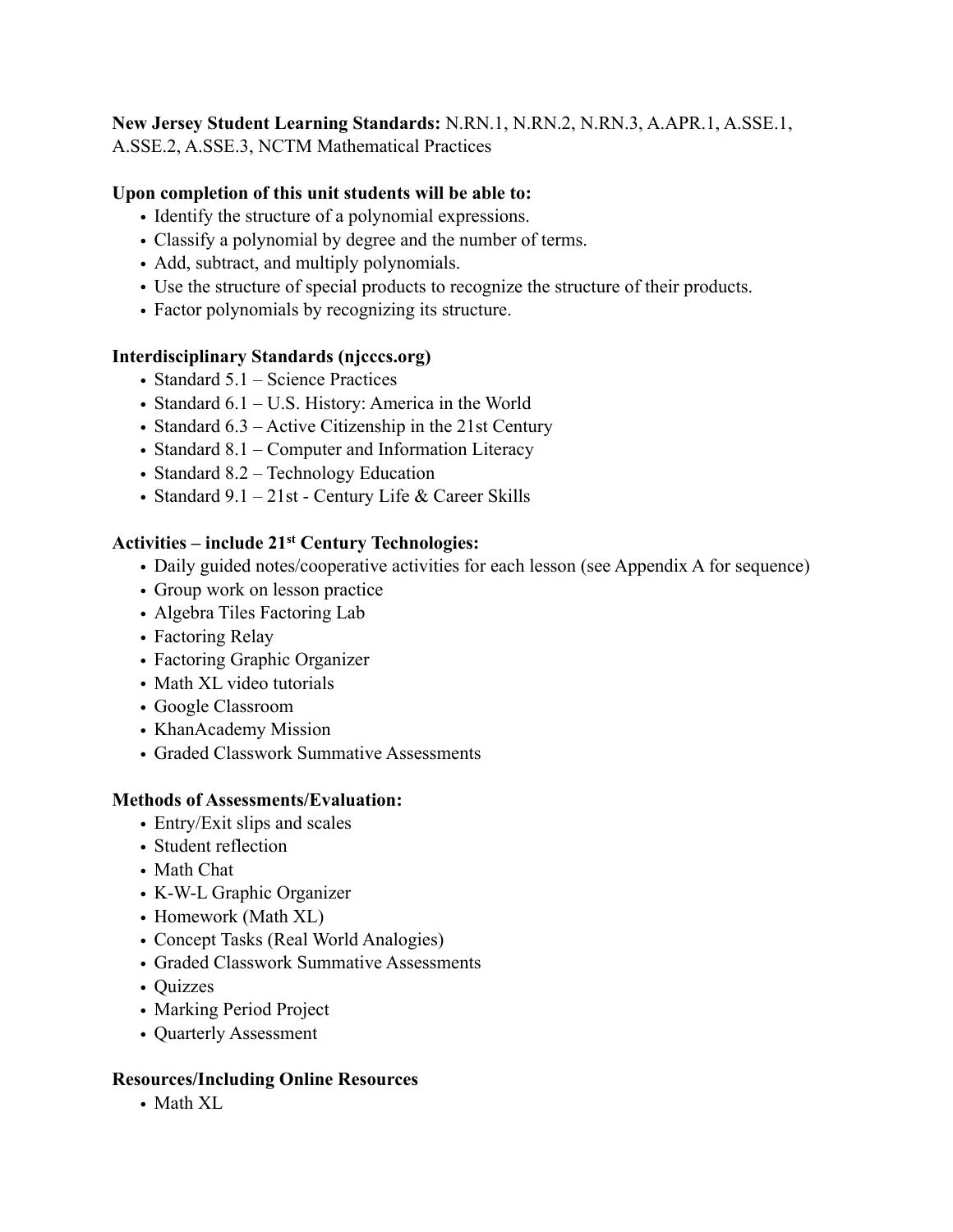**New Jersey Student Learning Standards:** N.RN.1, N.RN.2, N.RN.3, A.APR.1, A.SSE.1, A.SSE.2, A.SSE.3, NCTM Mathematical Practices

**Upon completion of this unit students will be able to:**

- Identify the structure of a polynomial expressions.
- Classify a polynomial by degree and the number of terms.
- Add, subtract, and multiply polynomials.
- Use the structure of special products to recognize the structure of their products.
- Factor polynomials by recognizing its structure.

**Interdisciplinary Standards (njcccs.org)**

- Standard 5.1 – Science Practices
- Standard 6.1 – U.S. History: America in the World
- Standard 6.3 – Active Citizenship in the 21st Century
- Standard 8.1 – Computer and Information Literacy
- Standard 8.2 – Technology Education
- Standard 9.1 – 21st - Century Life & Career Skills

**Activities – include 21st Century Technologies:**

- Daily guided notes/cooperative activities for each lesson (see Appendix A for sequence)
- Group work on lesson practice
- Algebra Tiles Factoring Lab
- Factoring Relay
- Factoring Graphic Organizer
- Math XL video tutorials
- Google Classroom
- KhanAcademy Mission
- Graded Classwork Summative Assessments

**Methods of Assessments/Evaluation:**

- Entry/Exit slips and scales
- Student reflection
- Math Chat
- K-W-L Graphic Organizer
- Homework (Math XL)
- Concept Tasks (Real World Analogies)
- Graded Classwork Summative Assessments
- Quizzes
- Marking Period Project
- Quarterly Assessment

**Resources/Including Online Resources**

- Math XL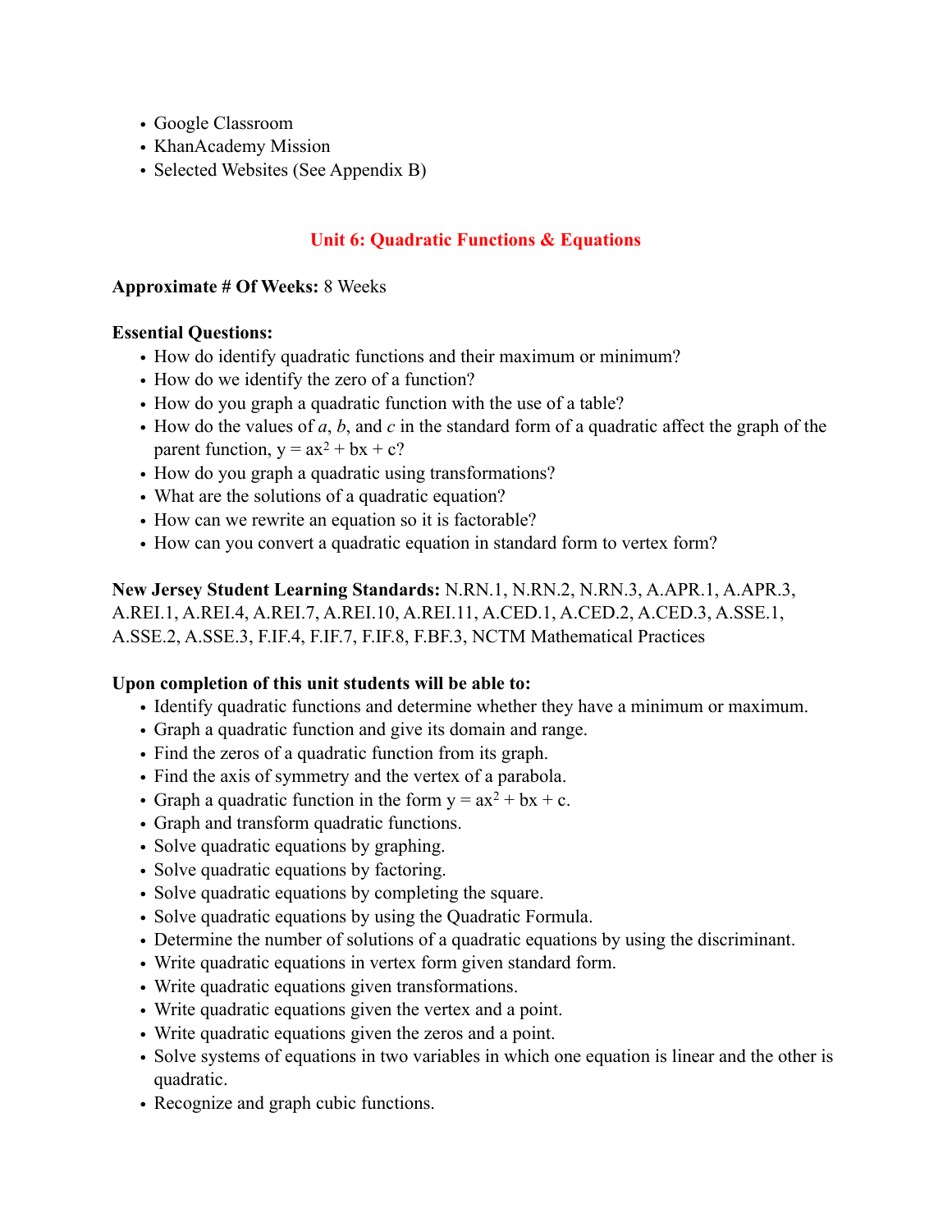- Google Classroom
- KhanAcademy Mission
- Selected Websites (See Appendix B)

## Unit 6: Quadratic Functions & Equations

**Approximate # Of Weeks:** 8 Weeks

**Essential Questions:**

- How do identify quadratic functions and their maximum or minimum?
- How do we identify the zero of a function?
- How do you graph a quadratic function with the use of a table?
- How do the values of *a*, *b*, and *c* in the standard form of a quadratic affect the graph of the parent function, $y = ax^2 + bx + c$?
- How do you graph a quadratic using transformations?
- What are the solutions of a quadratic equation?
- How can we rewrite an equation so it is factorable?
- How can you convert a quadratic equation in standard form to vertex form?

**New Jersey Student Learning Standards:** N.RN.1, N.RN.2, N.RN.3, A.APR.1, A.APR.3, A.REI.1, A.REI.4, A.REI.7, A.REI.10, A.REI.11, A.CED.1, A.CED.2, A.CED.3, A.SSE.1, A.SSE.2, A.SSE.3, F.IF.4, F.IF.7, F.IF.8, F.BF.3, NCTM Mathematical Practices

**Upon completion of this unit students will be able to:**

- Identify quadratic functions and determine whether they have a minimum or maximum.
- Graph a quadratic function and give its domain and range.
- Find the zeros of a quadratic function from its graph.
- Find the axis of symmetry and the vertex of a parabola.
- Graph a quadratic function in the form $y = ax^2 + bx + c$.
- Graph and transform quadratic functions.
- Solve quadratic equations by graphing.
- Solve quadratic equations by factoring.
- Solve quadratic equations by completing the square.
- Solve quadratic equations by using the Quadratic Formula.
- Determine the number of solutions of a quadratic equations by using the discriminant.
- Write quadratic equations in vertex form given standard form.
- Write quadratic equations given transformations.
- Write quadratic equations given the vertex and a point.
- Write quadratic equations given the zeros and a point.
- Solve systems of equations in two variables in which one equation is linear and the other is quadratic.
- Recognize and graph cubic functions.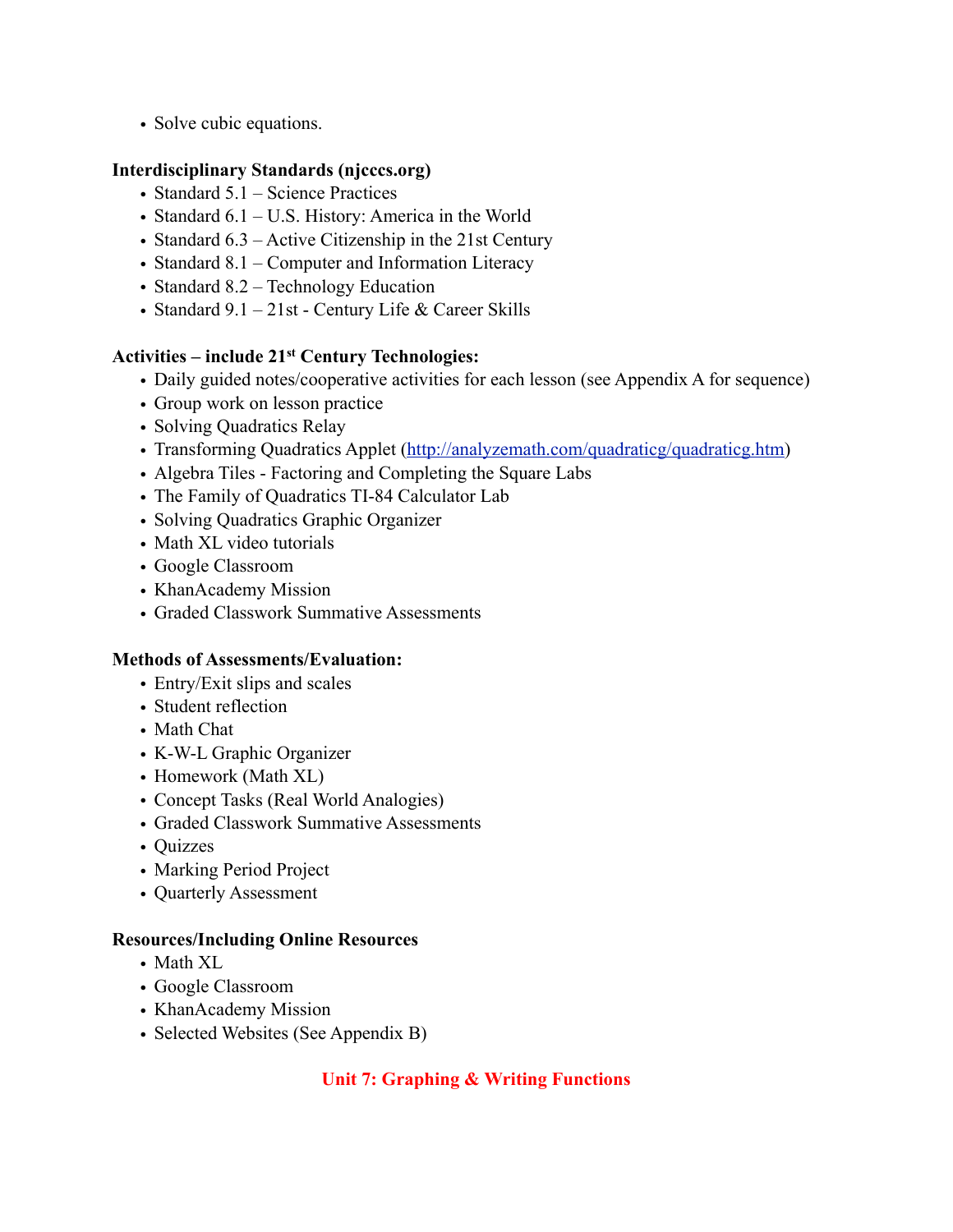- Solve cubic equations.

**Interdisciplinary Standards (njcccs.org)**

- Standard 5.1 – Science Practices
- Standard 6.1 – U.S. History: America in the World
- Standard 6.3 – Active Citizenship in the 21st Century
- Standard 8.1 – Computer and Information Literacy
- Standard 8.2 – Technology Education
- Standard 9.1 – 21st - Century Life & Career Skills

**Activities – include 21st Century Technologies:**

- Daily guided notes/cooperative activities for each lesson (see Appendix A for sequence)
- Group work on lesson practice
- Solving Quadratics Relay
- Transforming Quadratics Applet (http://analyzemath.com/quadraticg/quadraticg.htm)
- Algebra Tiles - Factoring and Completing the Square Labs
- The Family of Quadratics TI-84 Calculator Lab
- Solving Quadratics Graphic Organizer
- Math XL video tutorials
- Google Classroom
- KhanAcademy Mission
- Graded Classwork Summative Assessments

**Methods of Assessments/Evaluation:**

- Entry/Exit slips and scales
- Student reflection
- Math Chat
- K-W-L Graphic Organizer
- Homework (Math XL)
- Concept Tasks (Real World Analogies)
- Graded Classwork Summative Assessments
- Quizzes
- Marking Period Project
- Quarterly Assessment

**Resources/Including Online Resources**

- Math XL
- Google Classroom
- KhanAcademy Mission
- Selected Websites (See Appendix B)

## Unit 7: Graphing & Writing Functions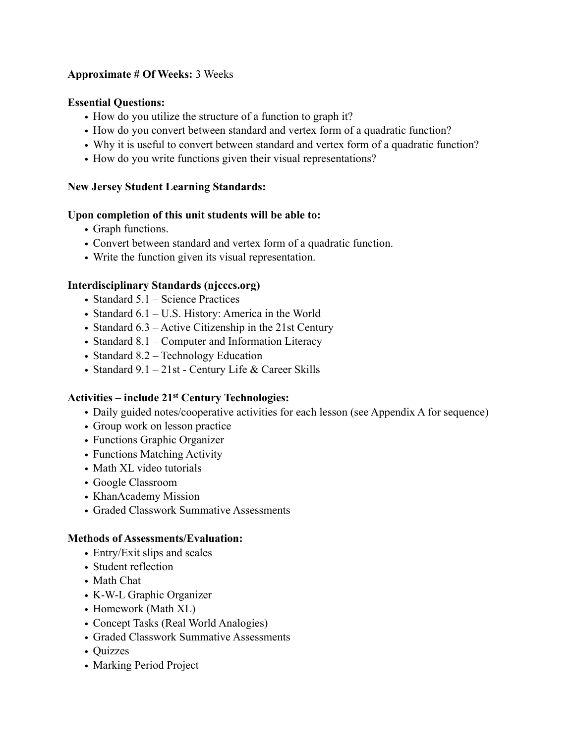**Approximate # Of Weeks:** 3 Weeks

**Essential Questions:**

- How do you utilize the structure of a function to graph it?
- How do you convert between standard and vertex form of a quadratic function?
- Why it is useful to convert between standard and vertex form of a quadratic function?
- How do you write functions given their visual representations?

**New Jersey Student Learning Standards:**

**Upon completion of this unit students will be able to:**

- Graph functions.
- Convert between standard and vertex form of a quadratic function.
- Write the function given its visual representation.

**Interdisciplinary Standards (njcccs.org)**

- Standard 5.1 – Science Practices
- Standard 6.1 – U.S. History: America in the World
- Standard 6.3 – Active Citizenship in the 21st Century
- Standard 8.1 – Computer and Information Literacy
- Standard 8.2 – Technology Education
- Standard 9.1 – 21st - Century Life & Career Skills

**Activities – include 21st Century Technologies:**

- Daily guided notes/cooperative activities for each lesson (see Appendix A for sequence)
- Group work on lesson practice
- Functions Graphic Organizer
- Functions Matching Activity
- Math XL video tutorials
- Google Classroom
- KhanAcademy Mission
- Graded Classwork Summative Assessments

**Methods of Assessments/Evaluation:**

- Entry/Exit slips and scales
- Student reflection
- Math Chat
- K-W-L Graphic Organizer
- Homework (Math XL)
- Concept Tasks (Real World Analogies)
- Graded Classwork Summative Assessments
- Quizzes
- Marking Period Project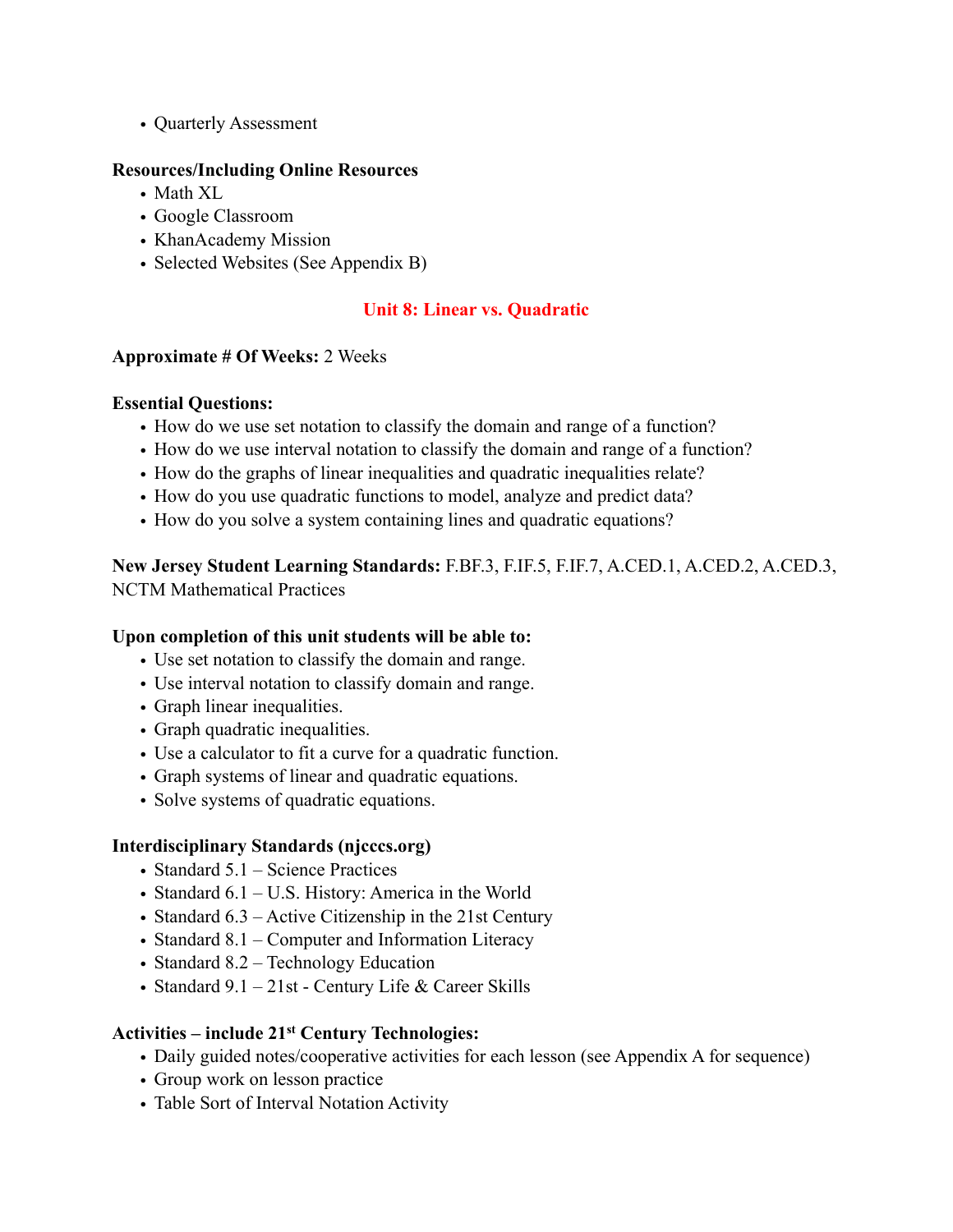- Quarterly Assessment

**Resources/Including Online Resources**

- Math XL
- Google Classroom
- KhanAcademy Mission
- Selected Websites (See Appendix B)

## Unit 8: Linear vs. Quadratic

**Approximate # Of Weeks:** 2 Weeks

**Essential Questions:**

- How do we use set notation to classify the domain and range of a function?
- How do we use interval notation to classify the domain and range of a function?
- How do the graphs of linear inequalities and quadratic inequalities relate?
- How do you use quadratic functions to model, analyze and predict data?
- How do you solve a system containing lines and quadratic equations?

**New Jersey Student Learning Standards:** F.BF.3, F.IF.5, F.IF.7, A.CED.1, A.CED.2, A.CED.3, NCTM Mathematical Practices

**Upon completion of this unit students will be able to:**

- Use set notation to classify the domain and range.
- Use interval notation to classify domain and range.
- Graph linear inequalities.
- Graph quadratic inequalities.
- Use a calculator to fit a curve for a quadratic function.
- Graph systems of linear and quadratic equations.
- Solve systems of quadratic equations.

**Interdisciplinary Standards (njcccs.org)**

- Standard 5.1 – Science Practices
- Standard 6.1 – U.S. History: America in the World
- Standard 6.3 – Active Citizenship in the 21st Century
- Standard 8.1 – Computer and Information Literacy
- Standard 8.2 – Technology Education
- Standard 9.1 – 21st - Century Life & Career Skills

**Activities – include 21st Century Technologies:**

- Daily guided notes/cooperative activities for each lesson (see Appendix A for sequence)
- Group work on lesson practice
- Table Sort of Interval Notation Activity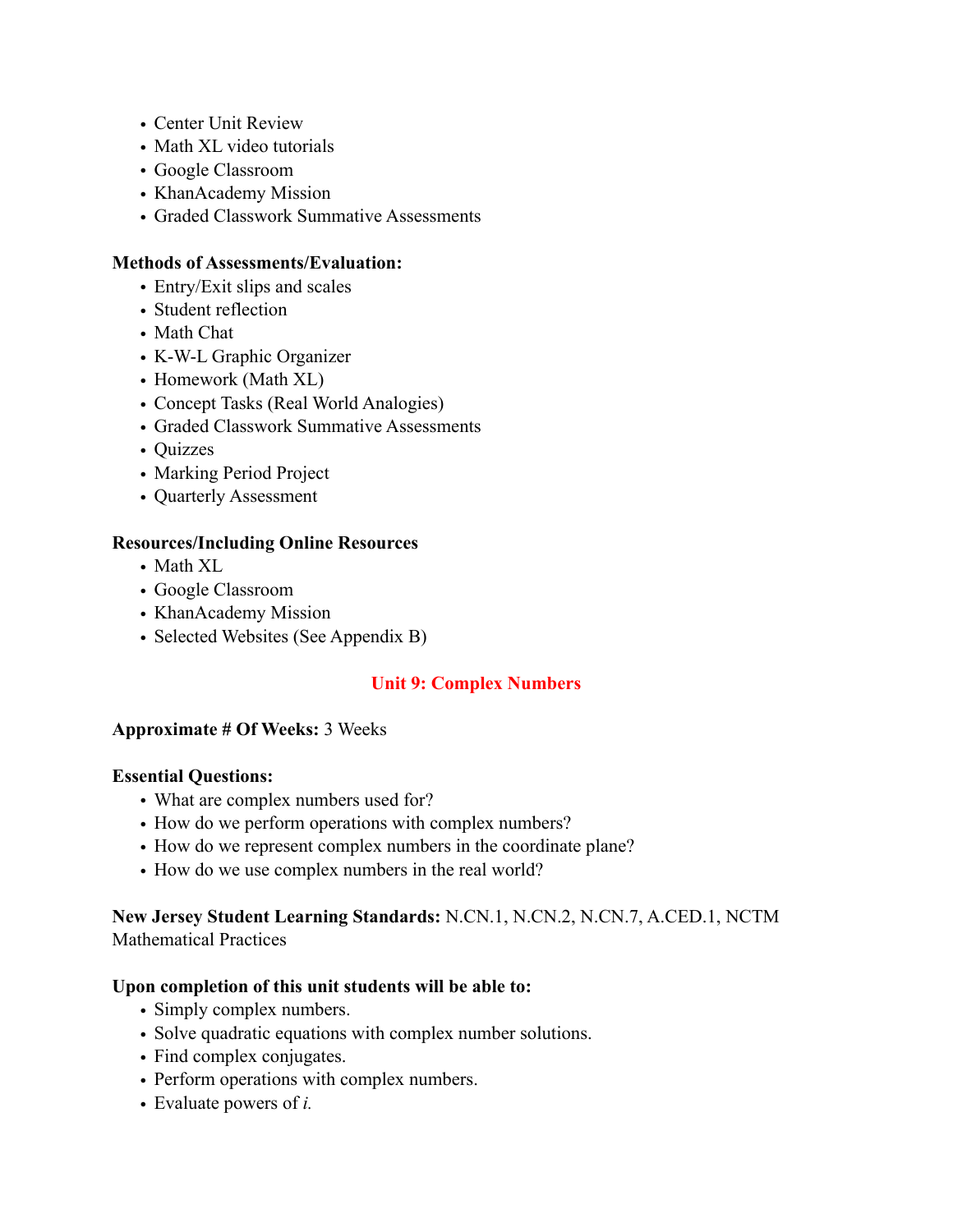- Center Unit Review
- Math XL video tutorials
- Google Classroom
- KhanAcademy Mission
- Graded Classwork Summative Assessments

**Methods of Assessments/Evaluation:**

- Entry/Exit slips and scales
- Student reflection
- Math Chat
- K-W-L Graphic Organizer
- Homework (Math XL)
- Concept Tasks (Real World Analogies)
- Graded Classwork Summative Assessments
- Quizzes
- Marking Period Project
- Quarterly Assessment

**Resources/Including Online Resources**

- Math XL
- Google Classroom
- KhanAcademy Mission
- Selected Websites (See Appendix B)

## Unit 9: Complex Numbers

**Approximate # Of Weeks:** 3 Weeks

**Essential Questions:**

- What are complex numbers used for?
- How do we perform operations with complex numbers?
- How do we represent complex numbers in the coordinate plane?
- How do we use complex numbers in the real world?

**New Jersey Student Learning Standards:** N.CN.1, N.CN.2, N.CN.7, A.CED.1, NCTM Mathematical Practices

**Upon completion of this unit students will be able to:**

- Simply complex numbers.
- Solve quadratic equations with complex number solutions.
- Find complex conjugates.
- Perform operations with complex numbers.
- Evaluate powers of *i.*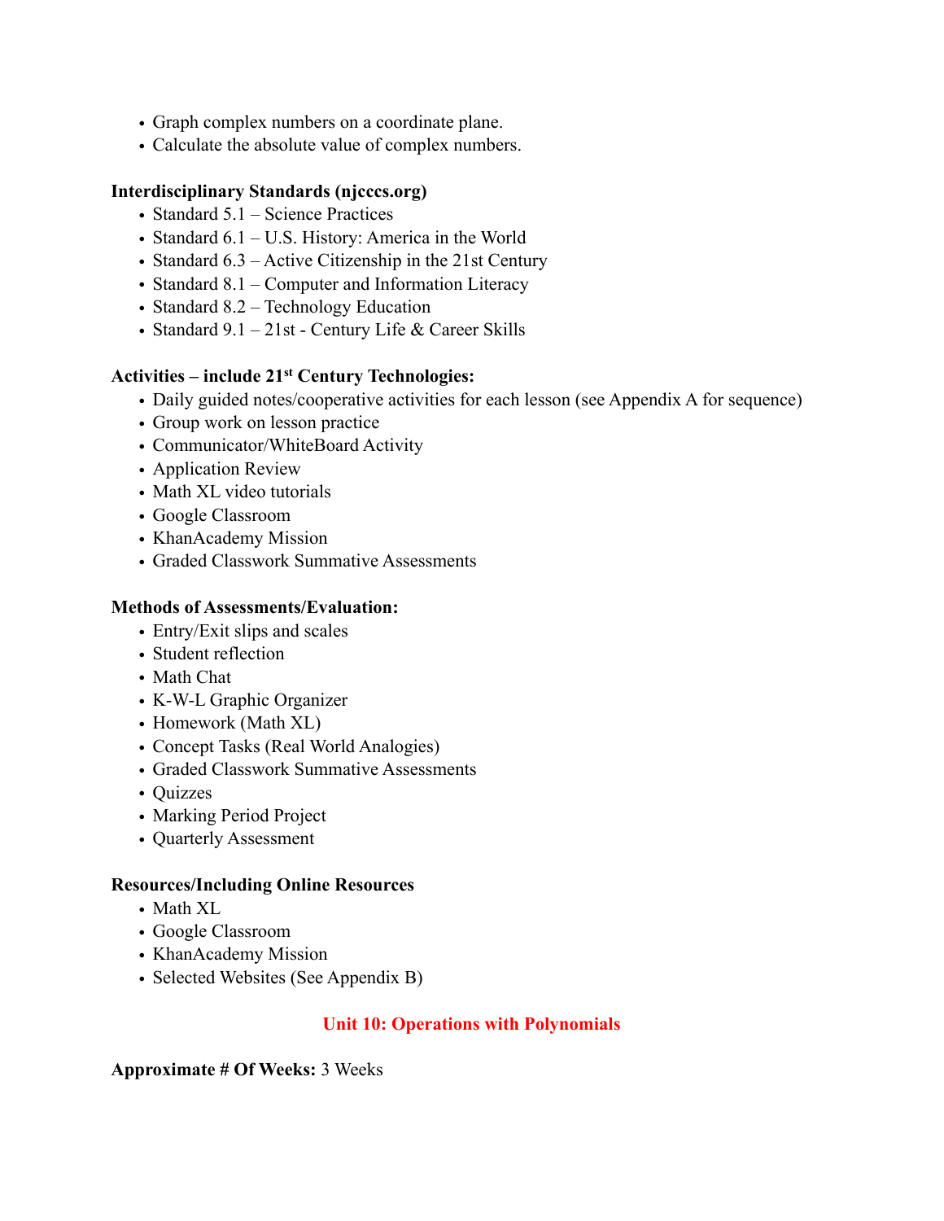- Graph complex numbers on a coordinate plane.
- Calculate the absolute value of complex numbers.

**Interdisciplinary Standards (njcccs.org)**

- Standard 5.1 – Science Practices
- Standard 6.1 – U.S. History: America in the World
- Standard 6.3 – Active Citizenship in the 21st Century
- Standard 8.1 – Computer and Information Literacy
- Standard 8.2 – Technology Education
- Standard 9.1 – 21st - Century Life & Career Skills

**Activities – include 21st Century Technologies:**

- Daily guided notes/cooperative activities for each lesson (see Appendix A for sequence)
- Group work on lesson practice
- Communicator/WhiteBoard Activity
- Application Review
- Math XL video tutorials
- Google Classroom
- KhanAcademy Mission
- Graded Classwork Summative Assessments

**Methods of Assessments/Evaluation:**

- Entry/Exit slips and scales
- Student reflection
- Math Chat
- K-W-L Graphic Organizer
- Homework (Math XL)
- Concept Tasks (Real World Analogies)
- Graded Classwork Summative Assessments
- Quizzes
- Marking Period Project
- Quarterly Assessment

**Resources/Including Online Resources**

- Math XL
- Google Classroom
- KhanAcademy Mission
- Selected Websites (See Appendix B)

## Unit 10: Operations with Polynomials

**Approximate # Of Weeks:** 3 Weeks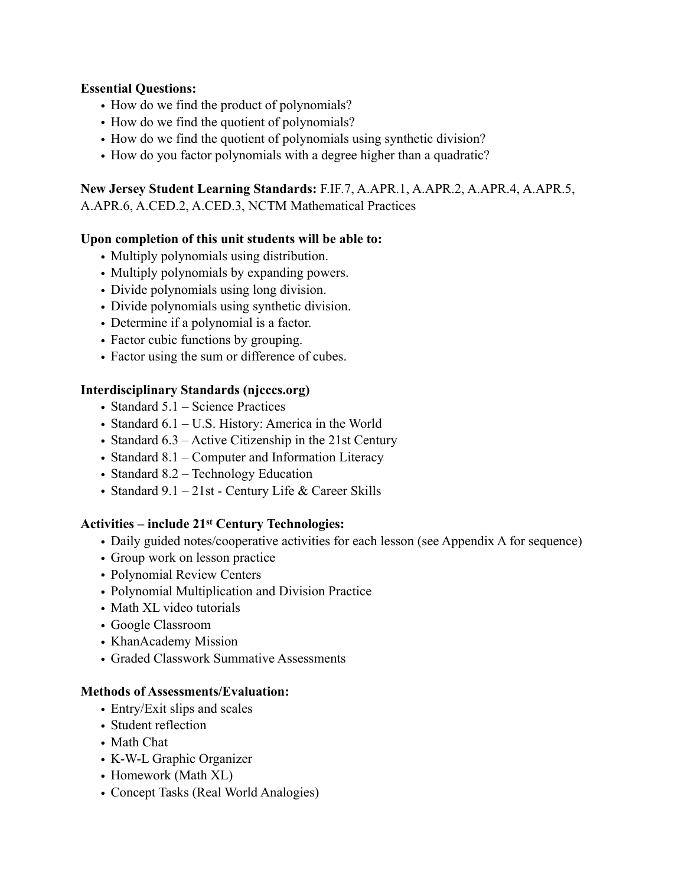**Essential Questions:**

- How do we find the product of polynomials?
- How do we find the quotient of polynomials?
- How do we find the quotient of polynomials using synthetic division?
- How do you factor polynomials with a degree higher than a quadratic?

**New Jersey Student Learning Standards:** F.IF.7, A.APR.1, A.APR.2, A.APR.4, A.APR.5, A.APR.6, A.CED.2, A.CED.3, NCTM Mathematical Practices

**Upon completion of this unit students will be able to:**

- Multiply polynomials using distribution.
- Multiply polynomials by expanding powers.
- Divide polynomials using long division.
- Divide polynomials using synthetic division.
- Determine if a polynomial is a factor.
- Factor cubic functions by grouping.
- Factor using the sum or difference of cubes.

**Interdisciplinary Standards (njcccs.org)**

- Standard 5.1 – Science Practices
- Standard 6.1 – U.S. History: America in the World
- Standard 6.3 – Active Citizenship in the 21st Century
- Standard 8.1 – Computer and Information Literacy
- Standard 8.2 – Technology Education
- Standard 9.1 – 21st - Century Life & Career Skills

**Activities – include 21st Century Technologies:**

- Daily guided notes/cooperative activities for each lesson (see Appendix A for sequence)
- Group work on lesson practice
- Polynomial Review Centers
- Polynomial Multiplication and Division Practice
- Math XL video tutorials
- Google Classroom
- KhanAcademy Mission
- Graded Classwork Summative Assessments

**Methods of Assessments/Evaluation:**

- Entry/Exit slips and scales
- Student reflection
- Math Chat
- K-W-L Graphic Organizer
- Homework (Math XL)
- Concept Tasks (Real World Analogies)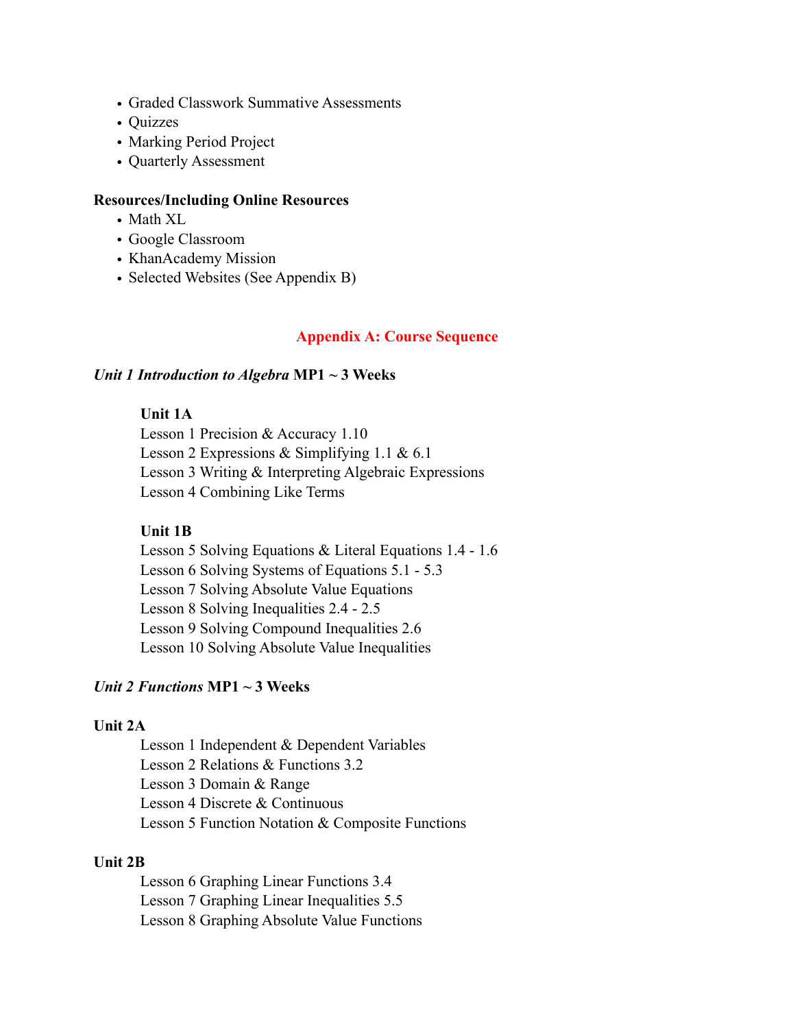- Graded Classwork Summative Assessments
- Quizzes
- Marking Period Project
- Quarterly Assessment

**Resources/Including Online Resources**

- Math XL
- Google Classroom
- KhanAcademy Mission
- Selected Websites (See Appendix B)

## Appendix A: Course Sequence

***Unit 1 Introduction to Algebra*** **MP1 ~ 3 Weeks**

**Unit 1A**

Lesson 1 Precision & Accuracy 1.10
Lesson 2 Expressions & Simplifying 1.1 & 6.1
Lesson 3 Writing & Interpreting Algebraic Expressions
Lesson 4 Combining Like Terms

**Unit 1B**

Lesson 5 Solving Equations & Literal Equations 1.4 - 1.6
Lesson 6 Solving Systems of Equations 5.1 - 5.3
Lesson 7 Solving Absolute Value Equations
Lesson 8 Solving Inequalities 2.4 - 2.5
Lesson 9 Solving Compound Inequalities 2.6
Lesson 10 Solving Absolute Value Inequalities

***Unit 2 Functions*** **MP1 ~ 3 Weeks**

**Unit 2A**

Lesson 1 Independent & Dependent Variables
Lesson 2 Relations & Functions 3.2
Lesson 3 Domain & Range
Lesson 4 Discrete & Continuous
Lesson 5 Function Notation & Composite Functions

**Unit 2B**

Lesson 6 Graphing Linear Functions 3.4
Lesson 7 Graphing Linear Inequalities 5.5
Lesson 8 Graphing Absolute Value Functions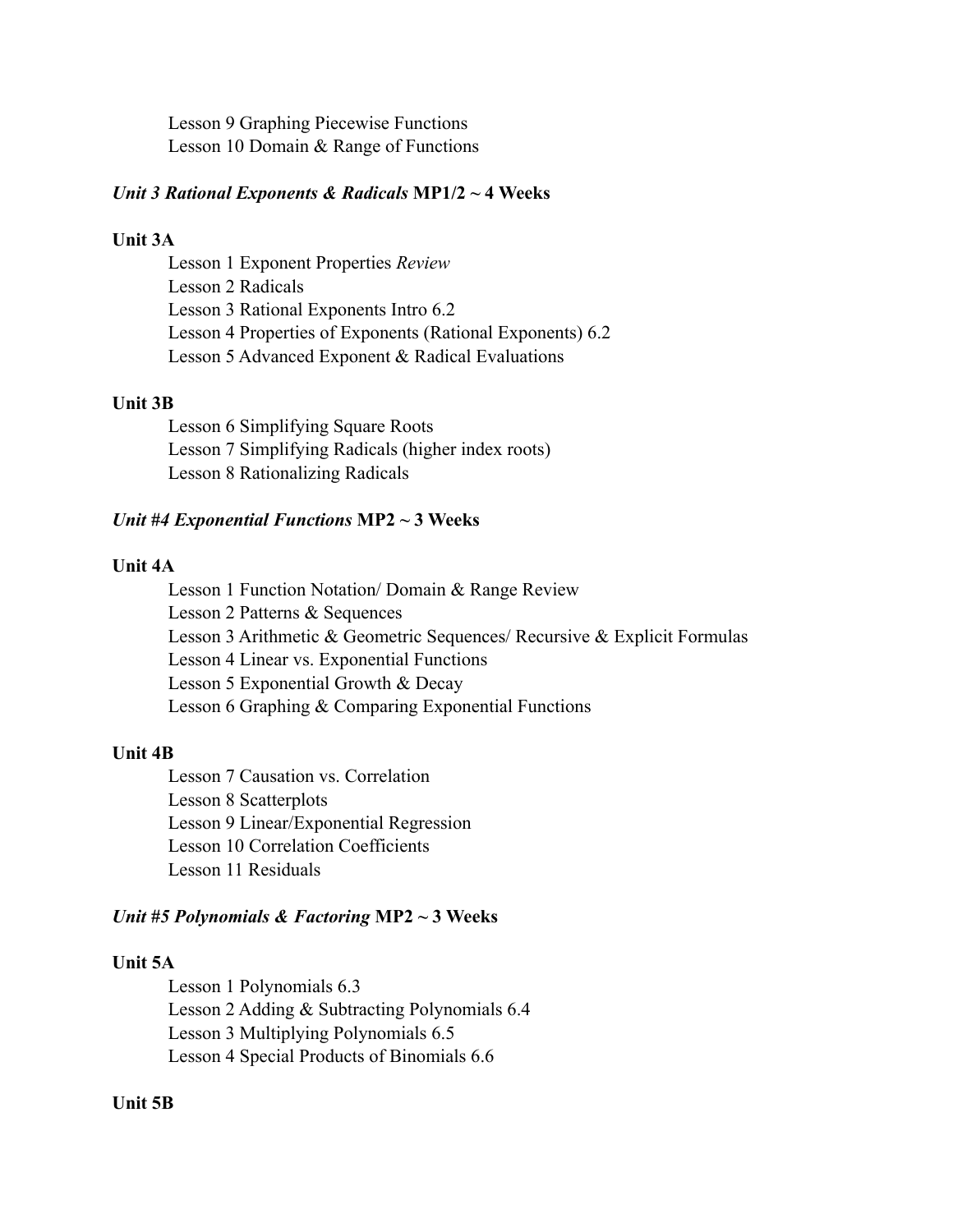Lesson 9 Graphing Piecewise Functions
Lesson 10 Domain & Range of Functions

### *Unit 3 Rational Exponents & Radicals* **MP1/2 ~ 4 Weeks**

**Unit 3A**

Lesson 1 Exponent Properties *Review*
Lesson 2 Radicals
Lesson 3 Rational Exponents Intro 6.2
Lesson 4 Properties of Exponents (Rational Exponents) 6.2
Lesson 5 Advanced Exponent & Radical Evaluations

**Unit 3B**

Lesson 6 Simplifying Square Roots
Lesson 7 Simplifying Radicals (higher index roots)
Lesson 8 Rationalizing Radicals

### *Unit #4 Exponential Functions* **MP2 ~ 3 Weeks**

**Unit 4A**

Lesson 1 Function Notation/ Domain & Range Review
Lesson 2 Patterns & Sequences
Lesson 3 Arithmetic & Geometric Sequences/ Recursive & Explicit Formulas
Lesson 4 Linear vs. Exponential Functions
Lesson 5 Exponential Growth & Decay
Lesson 6 Graphing & Comparing Exponential Functions

**Unit 4B**

Lesson 7 Causation vs. Correlation
Lesson 8 Scatterplots
Lesson 9 Linear/Exponential Regression
Lesson 10 Correlation Coefficients
Lesson 11 Residuals

### *Unit #5 Polynomials & Factoring* **MP2 ~ 3 Weeks**

**Unit 5A**

Lesson 1 Polynomials 6.3
Lesson 2 Adding & Subtracting Polynomials 6.4
Lesson 3 Multiplying Polynomials 6.5
Lesson 4 Special Products of Binomials 6.6

**Unit 5B**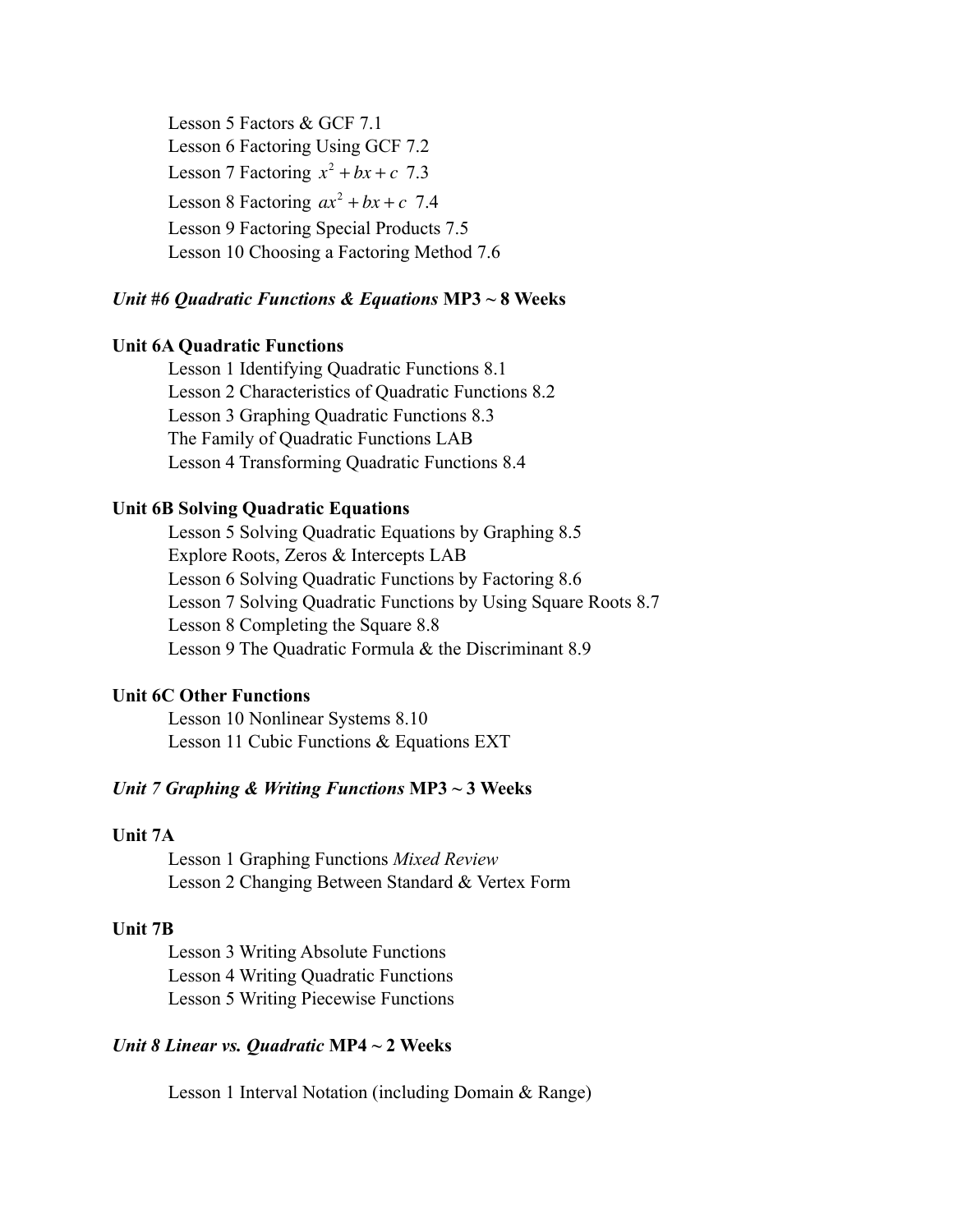Lesson 5 Factors & GCF 7.1
Lesson 6 Factoring Using GCF 7.2
Lesson 7 Factoring $x^2 + bx + c$ 7.3
Lesson 8 Factoring $ax^2 + bx + c$ 7.4
Lesson 9 Factoring Special Products 7.5
Lesson 10 Choosing a Factoring Method 7.6

***Unit #6 Quadratic Functions & Equations* MP3 ~ 8 Weeks**

**Unit 6A Quadratic Functions**

Lesson 1 Identifying Quadratic Functions 8.1
Lesson 2 Characteristics of Quadratic Functions 8.2
Lesson 3 Graphing Quadratic Functions 8.3
The Family of Quadratic Functions LAB
Lesson 4 Transforming Quadratic Functions 8.4

**Unit 6B Solving Quadratic Equations**

Lesson 5 Solving Quadratic Equations by Graphing 8.5
Explore Roots, Zeros & Intercepts LAB
Lesson 6 Solving Quadratic Functions by Factoring 8.6
Lesson 7 Solving Quadratic Functions by Using Square Roots 8.7
Lesson 8 Completing the Square 8.8
Lesson 9 The Quadratic Formula & the Discriminant 8.9

**Unit 6C Other Functions**

Lesson 10 Nonlinear Systems 8.10
Lesson 11 Cubic Functions & Equations EXT

***Unit 7 Graphing & Writing Functions* MP3 ~ 3 Weeks**

**Unit 7A**

Lesson 1 Graphing Functions *Mixed Review*
Lesson 2 Changing Between Standard & Vertex Form

**Unit 7B**

Lesson 3 Writing Absolute Functions
Lesson 4 Writing Quadratic Functions
Lesson 5 Writing Piecewise Functions

***Unit 8 Linear vs. Quadratic* MP4 ~ 2 Weeks**

Lesson 1 Interval Notation (including Domain & Range)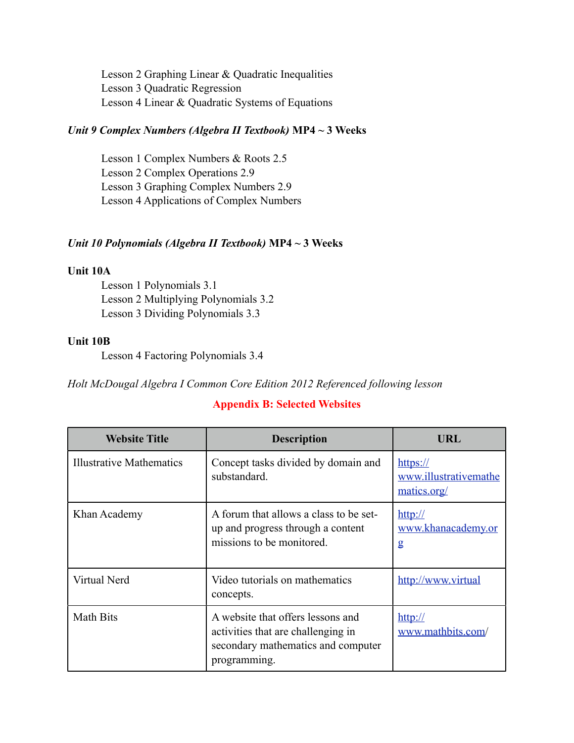Lesson 2 Graphing Linear & Quadratic Inequalities
Lesson 3 Quadratic Regression
Lesson 4 Linear & Quadratic Systems of Equations

***Unit 9 Complex Numbers (Algebra II Textbook)* MP4 ~ 3 Weeks**

Lesson 1 Complex Numbers & Roots 2.5
Lesson 2 Complex Operations 2.9
Lesson 3 Graphing Complex Numbers 2.9
Lesson 4 Applications of Complex Numbers

***Unit 10 Polynomials (Algebra II Textbook)* MP4 ~ 3 Weeks**

**Unit 10A**

Lesson 1 Polynomials 3.1
Lesson 2 Multiplying Polynomials 3.2
Lesson 3 Dividing Polynomials 3.3

**Unit 10B**

Lesson 4 Factoring Polynomials 3.4

*Holt McDougal Algebra I Common Core Edition 2012 Referenced following lesson*

## Appendix B: Selected Websites

| Website Title | Description | URL |
|---|---|---|
| Illustrative Mathematics | Concept tasks divided by domain and substandard. | https://www.illustrativemathematics.org/ |
| Khan Academy | A forum that allows a class to be set-up and progress through a content missions to be monitored. | http://www.khanacademy.org |
| Virtual Nerd | Video tutorials on mathematics concepts. | http://www.virtual |
| Math Bits | A website that offers lessons and activities that are challenging in secondary mathematics and computer programming. | http://www.mathbits.com/ |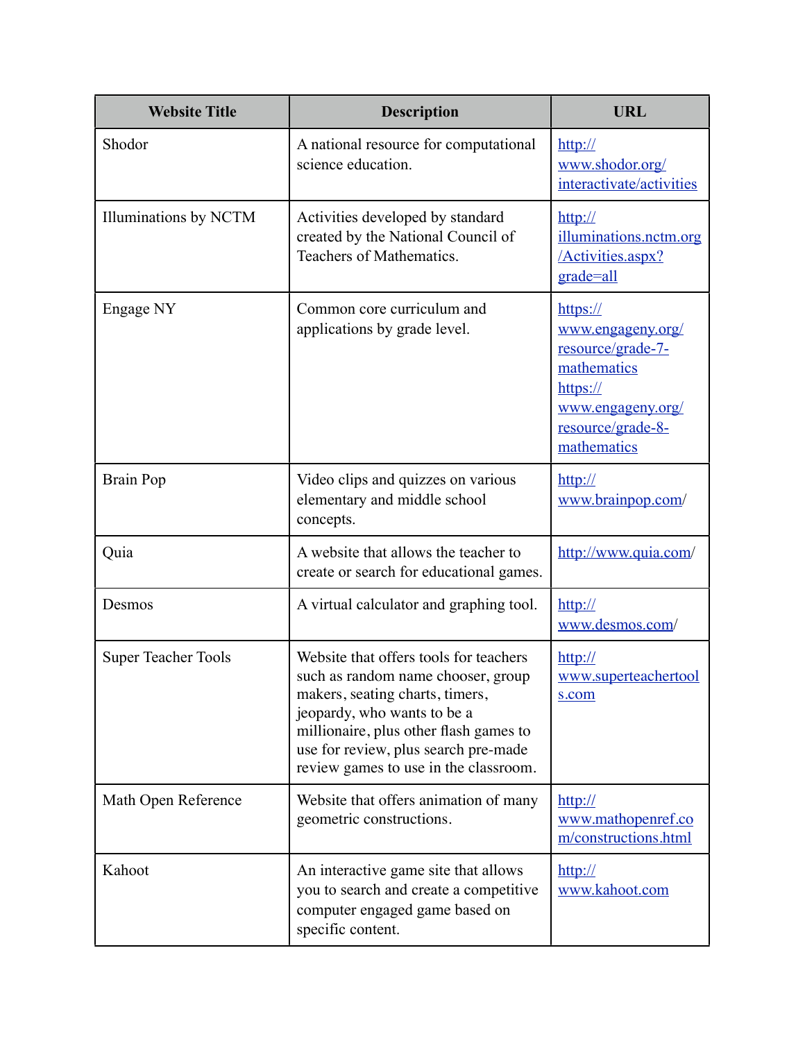| Website Title | Description | URL |
|---|---|---|
| Shodor | A national resource for computational science education. | http://www.shodor.org/interactivate/activities |
| Illuminations by NCTM | Activities developed by standard created by the National Council of Teachers of Mathematics. | http://illuminations.nctm.org/Activities.aspx?grade=all |
| Engage NY | Common core curriculum and applications by grade level. | https://www.engageny.org/resource/grade-7-mathematics https://www.engageny.org/resource/grade-8-mathematics |
| Brain Pop | Video clips and quizzes on various elementary and middle school concepts. | http://www.brainpop.com/ |
| Quia | A website that allows the teacher to create or search for educational games. | http://www.quia.com/ |
| Desmos | A virtual calculator and graphing tool. | http://www.desmos.com/ |
| Super Teacher Tools | Website that offers tools for teachers such as random name chooser, group makers, seating charts, timers, jeopardy, who wants to be a millionaire, plus other flash games to use for review, plus search pre-made review games to use in the classroom. | http://www.superteachertools.com |
| Math Open Reference | Website that offers animation of many geometric constructions. | http://www.mathopenref.com/constructions.html |
| Kahoot | An interactive game site that allows you to search and create a competitive computer engaged game based on specific content. | http://www.kahoot.com |